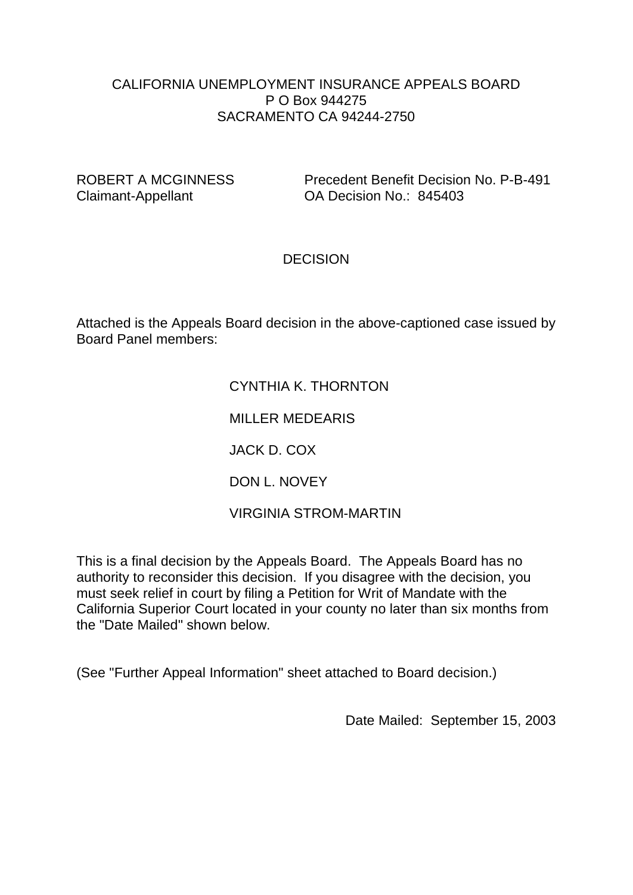CALIFORNIA UNEMPLOYMENT INSURANCE APPEALS BOARD
P O Box 944275
SACRAMENTO CA 94244-2750

ROBERT A MCGINNESS
Claimant-Appellant

Precedent Benefit Decision No. P-B-491
OA Decision No.: 845403

# DECISION

Attached is the Appeals Board decision in the above-captioned case issued by Board Panel members:

CYNTHIA K. THORNTON

MILLER MEDEARIS

JACK D. COX

DON L. NOVEY

VIRGINIA STROM-MARTIN

This is a final decision by the Appeals Board. The Appeals Board has no authority to reconsider this decision. If you disagree with the decision, you must seek relief in court by filing a Petition for Writ of Mandate with the California Superior Court located in your county no later than six months from the "Date Mailed" shown below.

(See "Further Appeal Information" sheet attached to Board decision.)

Date Mailed: September 15, 2003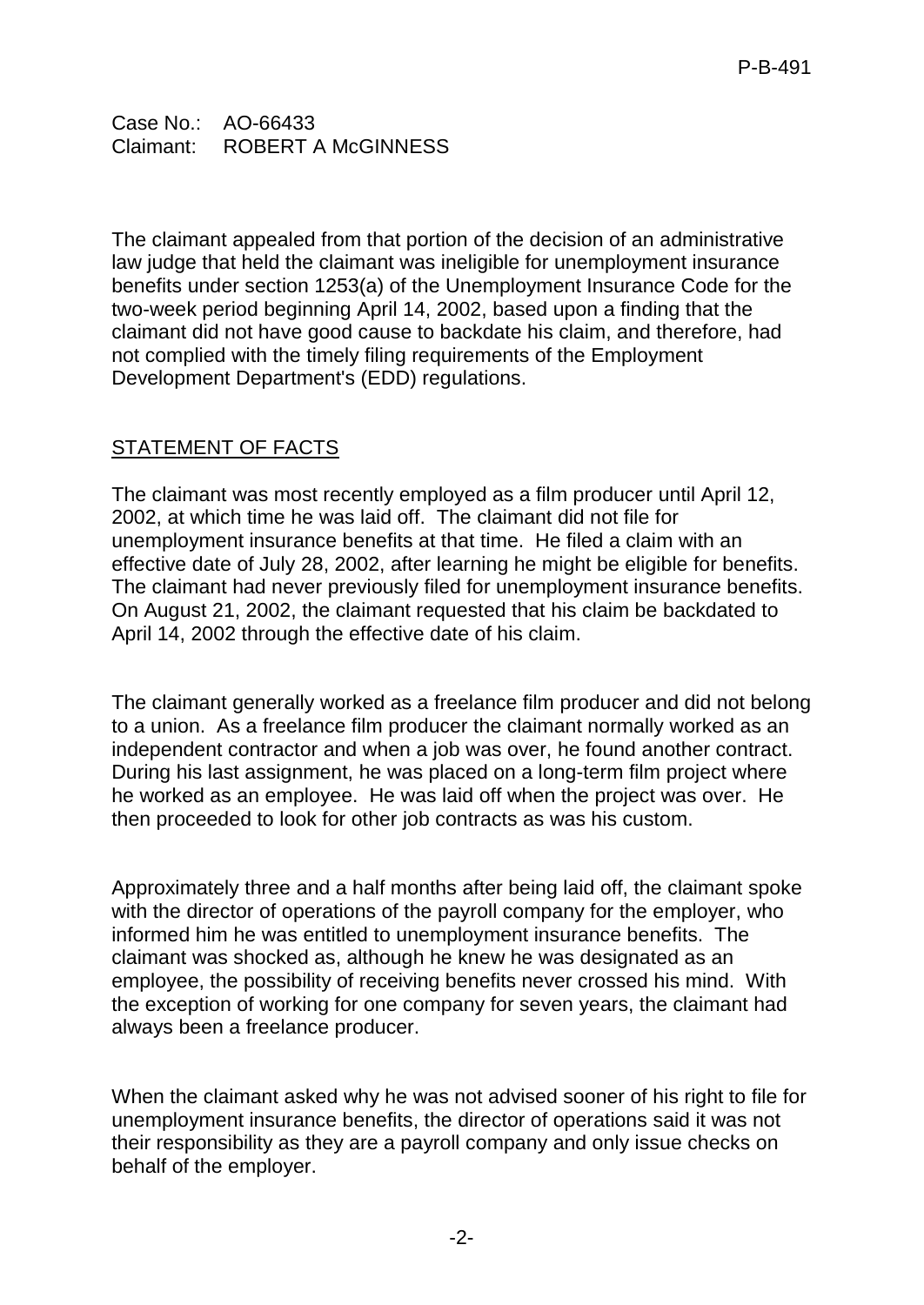Case No.: AO-66433
Claimant: ROBERT A McGINNESS

The claimant appealed from that portion of the decision of an administrative law judge that held the claimant was ineligible for unemployment insurance benefits under section 1253(a) of the Unemployment Insurance Code for the two-week period beginning April 14, 2002, based upon a finding that the claimant did not have good cause to backdate his claim, and therefore, had not complied with the timely filing requirements of the Employment Development Department's (EDD) regulations.

## STATEMENT OF FACTS

The claimant was most recently employed as a film producer until April 12, 2002, at which time he was laid off. The claimant did not file for unemployment insurance benefits at that time. He filed a claim with an effective date of July 28, 2002, after learning he might be eligible for benefits. The claimant had never previously filed for unemployment insurance benefits. On August 21, 2002, the claimant requested that his claim be backdated to April 14, 2002 through the effective date of his claim.

The claimant generally worked as a freelance film producer and did not belong to a union. As a freelance film producer the claimant normally worked as an independent contractor and when a job was over, he found another contract. During his last assignment, he was placed on a long-term film project where he worked as an employee. He was laid off when the project was over. He then proceeded to look for other job contracts as was his custom.

Approximately three and a half months after being laid off, the claimant spoke with the director of operations of the payroll company for the employer, who informed him he was entitled to unemployment insurance benefits. The claimant was shocked as, although he knew he was designated as an employee, the possibility of receiving benefits never crossed his mind. With the exception of working for one company for seven years, the claimant had always been a freelance producer.

When the claimant asked why he was not advised sooner of his right to file for unemployment insurance benefits, the director of operations said it was not their responsibility as they are a payroll company and only issue checks on behalf of the employer.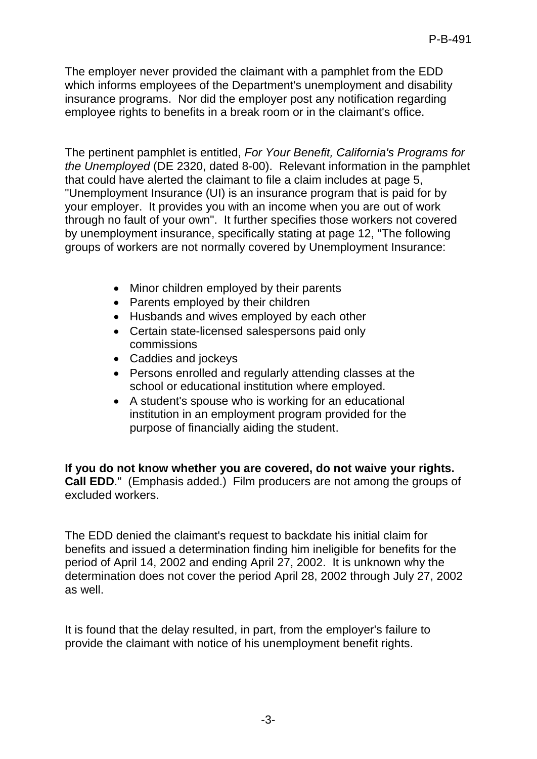The employer never provided the claimant with a pamphlet from the EDD which informs employees of the Department's unemployment and disability insurance programs. Nor did the employer post any notification regarding employee rights to benefits in a break room or in the claimant's office.

The pertinent pamphlet is entitled, *For Your Benefit, California's Programs for the Unemployed* (DE 2320, dated 8-00). Relevant information in the pamphlet that could have alerted the claimant to file a claim includes at page 5, "Unemployment Insurance (UI) is an insurance program that is paid for by your employer. It provides you with an income when you are out of work through no fault of your own". It further specifies those workers not covered by unemployment insurance, specifically stating at page 12, "The following groups of workers are not normally covered by Unemployment Insurance:

- Minor children employed by their parents
- Parents employed by their children
- Husbands and wives employed by each other
- Certain state-licensed salespersons paid only commissions
- Caddies and jockeys
- Persons enrolled and regularly attending classes at the school or educational institution where employed.
- A student's spouse who is working for an educational institution in an employment program provided for the purpose of financially aiding the student.

**If you do not know whether you are covered, do not waive your rights. Call EDD**." (Emphasis added.) Film producers are not among the groups of excluded workers.

The EDD denied the claimant's request to backdate his initial claim for benefits and issued a determination finding him ineligible for benefits for the period of April 14, 2002 and ending April 27, 2002. It is unknown why the determination does not cover the period April 28, 2002 through July 27, 2002 as well.

It is found that the delay resulted, in part, from the employer's failure to provide the claimant with notice of his unemployment benefit rights.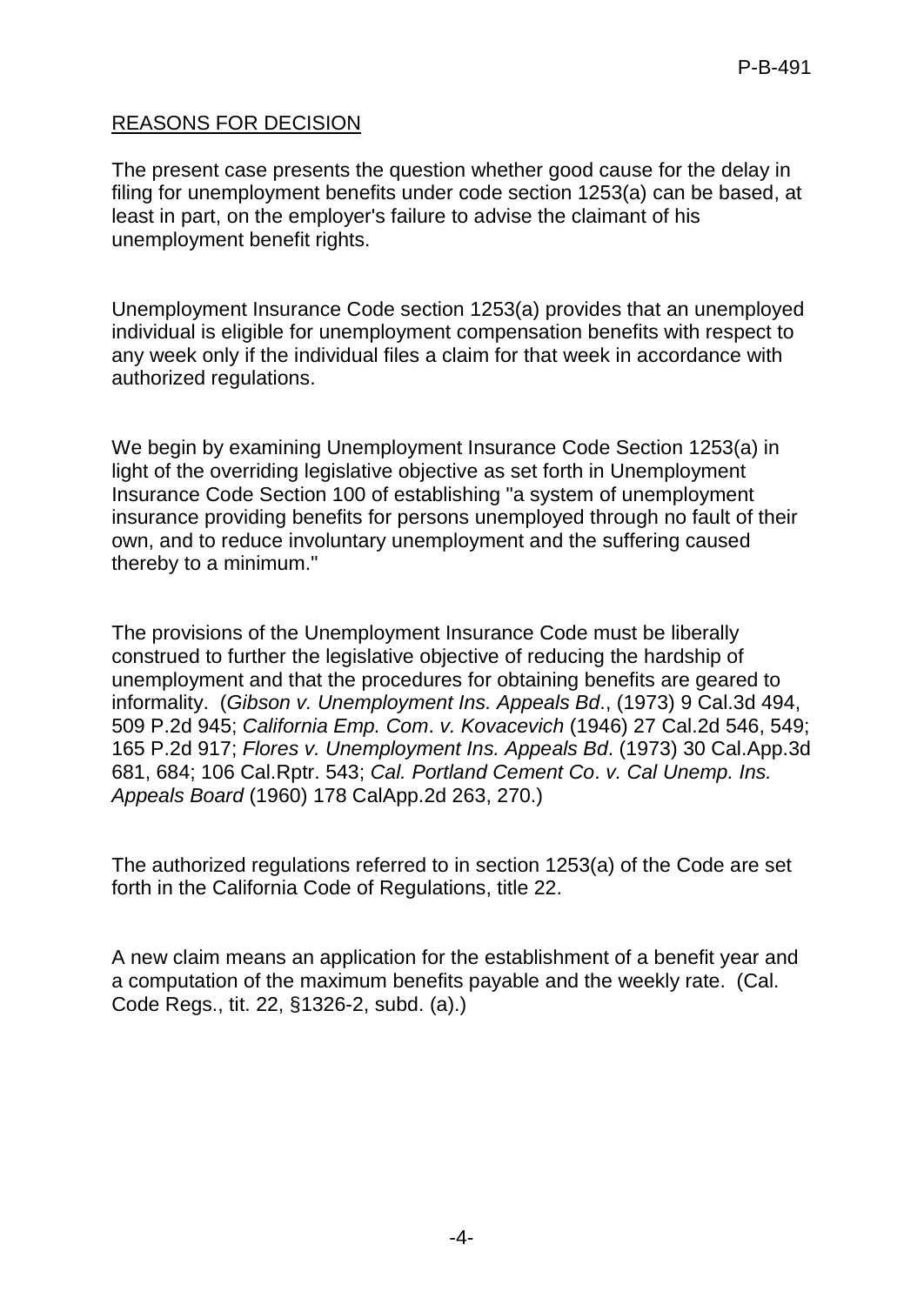REASONS FOR DECISION

The present case presents the question whether good cause for the delay in filing for unemployment benefits under code section 1253(a) can be based, at least in part, on the employer's failure to advise the claimant of his unemployment benefit rights.

Unemployment Insurance Code section 1253(a) provides that an unemployed individual is eligible for unemployment compensation benefits with respect to any week only if the individual files a claim for that week in accordance with authorized regulations.

We begin by examining Unemployment Insurance Code Section 1253(a) in light of the overriding legislative objective as set forth in Unemployment Insurance Code Section 100 of establishing "a system of unemployment insurance providing benefits for persons unemployed through no fault of their own, and to reduce involuntary unemployment and the suffering caused thereby to a minimum."

The provisions of the Unemployment Insurance Code must be liberally construed to further the legislative objective of reducing the hardship of unemployment and that the procedures for obtaining benefits are geared to informality. (*Gibson v. Unemployment Ins. Appeals Bd*., (1973) 9 Cal.3d 494, 509 P.2d 945; *California Emp. Com*. *v. Kovacevich* (1946) 27 Cal.2d 546, 549; 165 P.2d 917; *Flores v. Unemployment Ins. Appeals Bd*. (1973) 30 Cal.App.3d 681, 684; 106 Cal.Rptr. 543; *Cal. Portland Cement Co*. *v. Cal Unemp. Ins. Appeals Board* (1960) 178 CalApp.2d 263, 270.)

The authorized regulations referred to in section 1253(a) of the Code are set forth in the California Code of Regulations, title 22.

A new claim means an application for the establishment of a benefit year and a computation of the maximum benefits payable and the weekly rate. (Cal. Code Regs., tit. 22, §1326-2, subd. (a).)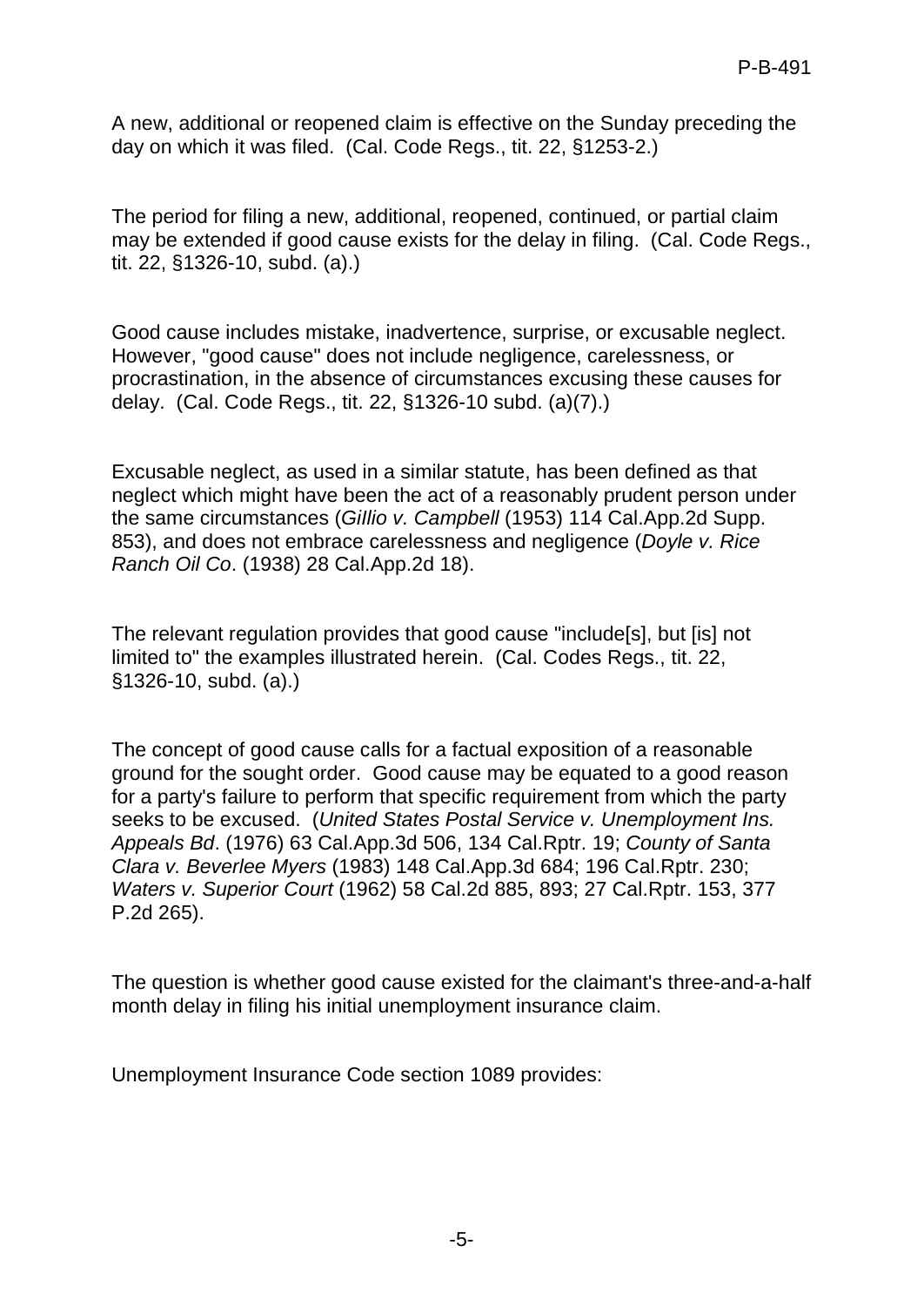A new, additional or reopened claim is effective on the Sunday preceding the day on which it was filed. (Cal. Code Regs., tit. 22, §1253-2.)

The period for filing a new, additional, reopened, continued, or partial claim may be extended if good cause exists for the delay in filing. (Cal. Code Regs., tit. 22, §1326-10, subd. (a).)

Good cause includes mistake, inadvertence, surprise, or excusable neglect. However, "good cause" does not include negligence, carelessness, or procrastination, in the absence of circumstances excusing these causes for delay. (Cal. Code Regs., tit. 22, §1326-10 subd. (a)(7).)

Excusable neglect, as used in a similar statute, has been defined as that neglect which might have been the act of a reasonably prudent person under the same circumstances (*Gillio v. Campbell* (1953) 114 Cal.App.2d Supp. 853), and does not embrace carelessness and negligence (*Doyle v. Rice Ranch Oil Co*. (1938) 28 Cal.App.2d 18).

The relevant regulation provides that good cause "include[s], but [is] not limited to" the examples illustrated herein. (Cal. Codes Regs., tit. 22, §1326-10, subd. (a).)

The concept of good cause calls for a factual exposition of a reasonable ground for the sought order. Good cause may be equated to a good reason for a party's failure to perform that specific requirement from which the party seeks to be excused. (*United States Postal Service v. Unemployment Ins. Appeals Bd*. (1976) 63 Cal.App.3d 506, 134 Cal.Rptr. 19; *County of Santa Clara v. Beverlee Myers* (1983) 148 Cal.App.3d 684; 196 Cal.Rptr. 230; *Waters v. Superior Court* (1962) 58 Cal.2d 885, 893; 27 Cal.Rptr. 153, 377 P.2d 265).

The question is whether good cause existed for the claimant's three-and-a-half month delay in filing his initial unemployment insurance claim.

Unemployment Insurance Code section 1089 provides: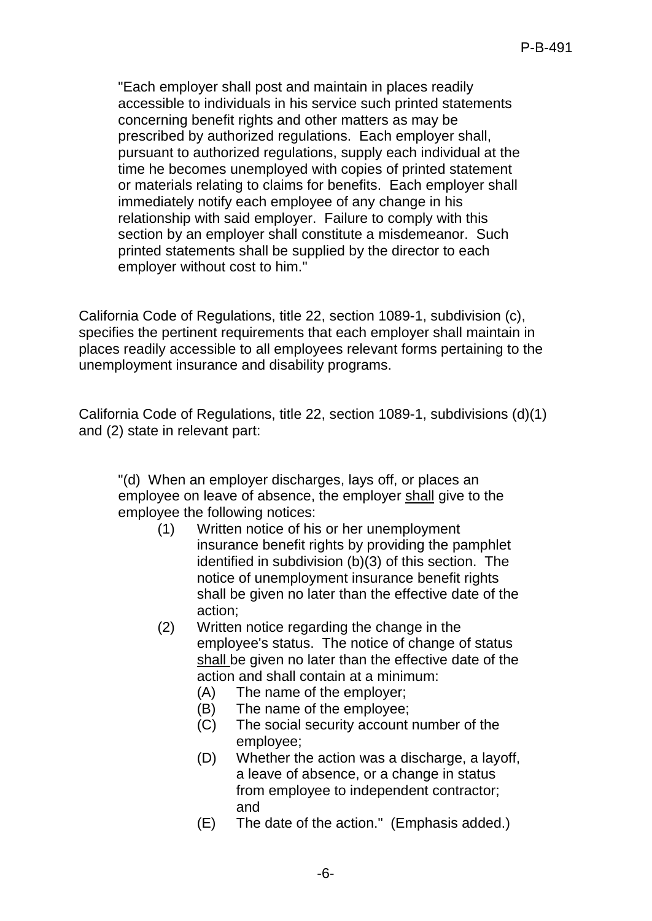> "Each employer shall post and maintain in places readily accessible to individuals in his service such printed statements concerning benefit rights and other matters as may be prescribed by authorized regulations. Each employer shall, pursuant to authorized regulations, supply each individual at the time he becomes unemployed with copies of printed statement or materials relating to claims for benefits. Each employer shall immediately notify each employee of any change in his relationship with said employer. Failure to comply with this section by an employer shall constitute a misdemeanor. Such printed statements shall be supplied by the director to each employer without cost to him."

California Code of Regulations, title 22, section 1089-1, subdivision (c), specifies the pertinent requirements that each employer shall maintain in places readily accessible to all employees relevant forms pertaining to the unemployment insurance and disability programs.

California Code of Regulations, title 22, section 1089-1, subdivisions (d)(1) and (2) state in relevant part:

> "(d) When an employer discharges, lays off, or places an employee on leave of absence, the employer <u>shall</u> give to the employee the following notices:
>
> (1) Written notice of his or her unemployment insurance benefit rights by providing the pamphlet identified in subdivision (b)(3) of this section. The notice of unemployment insurance benefit rights shall be given no later than the effective date of the action;
>
> (2) Written notice regarding the change in the employee's status. The notice of change of status <u>shall</u> be given no later than the effective date of the action and shall contain at a minimum:
>
> (A) The name of the employer;
>
> (B) The name of the employee;
>
> (C) The social security account number of the employee;
>
> (D) Whether the action was a discharge, a layoff, a leave of absence, or a change in status from employee to independent contractor; and
>
> (E) The date of the action." (Emphasis added.)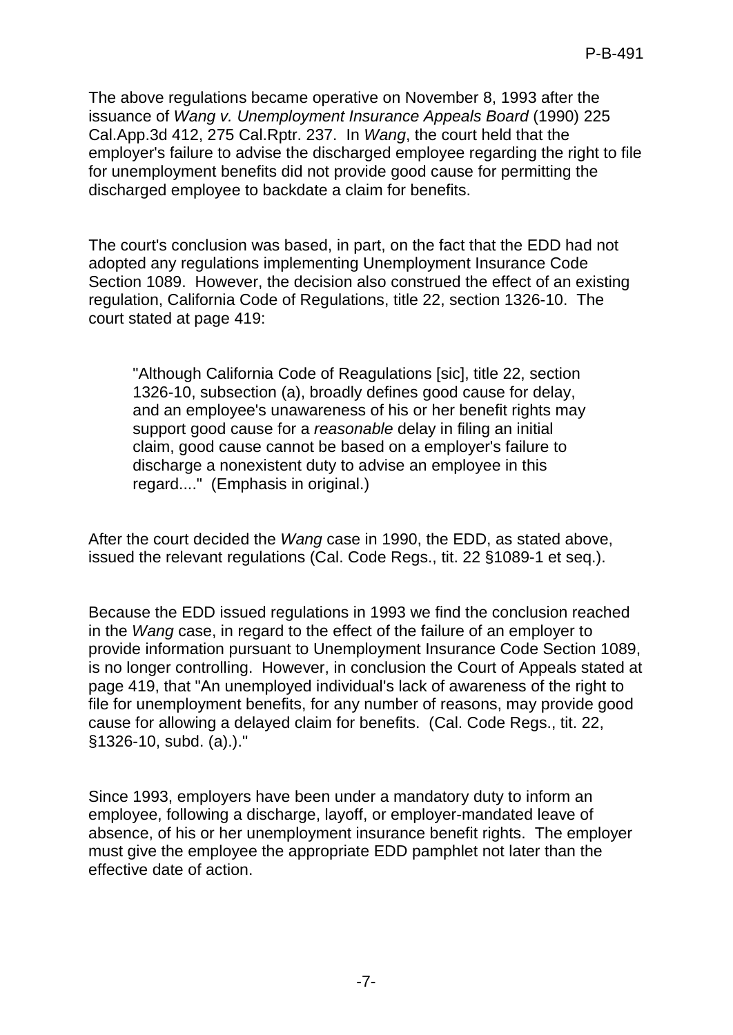The above regulations became operative on November 8, 1993 after the issuance of *Wang v. Unemployment Insurance Appeals Board* (1990) 225 Cal.App.3d 412, 275 Cal.Rptr. 237. In *Wang*, the court held that the employer's failure to advise the discharged employee regarding the right to file for unemployment benefits did not provide good cause for permitting the discharged employee to backdate a claim for benefits.

The court's conclusion was based, in part, on the fact that the EDD had not adopted any regulations implementing Unemployment Insurance Code Section 1089. However, the decision also construed the effect of an existing regulation, California Code of Regulations, title 22, section 1326-10. The court stated at page 419:

> "Although California Code of Reagulations [sic], title 22, section 1326-10, subsection (a), broadly defines good cause for delay, and an employee's unawareness of his or her benefit rights may support good cause for a *reasonable* delay in filing an initial claim, good cause cannot be based on a employer's failure to discharge a nonexistent duty to advise an employee in this regard...." (Emphasis in original.)

After the court decided the *Wang* case in 1990, the EDD, as stated above, issued the relevant regulations (Cal. Code Regs., tit. 22 §1089-1 et seq.).

Because the EDD issued regulations in 1993 we find the conclusion reached in the *Wang* case, in regard to the effect of the failure of an employer to provide information pursuant to Unemployment Insurance Code Section 1089, is no longer controlling. However, in conclusion the Court of Appeals stated at page 419, that "An unemployed individual's lack of awareness of the right to file for unemployment benefits, for any number of reasons, may provide good cause for allowing a delayed claim for benefits. (Cal. Code Regs., tit. 22, §1326-10, subd. (a).)."

Since 1993, employers have been under a mandatory duty to inform an employee, following a discharge, layoff, or employer-mandated leave of absence, of his or her unemployment insurance benefit rights. The employer must give the employee the appropriate EDD pamphlet not later than the effective date of action.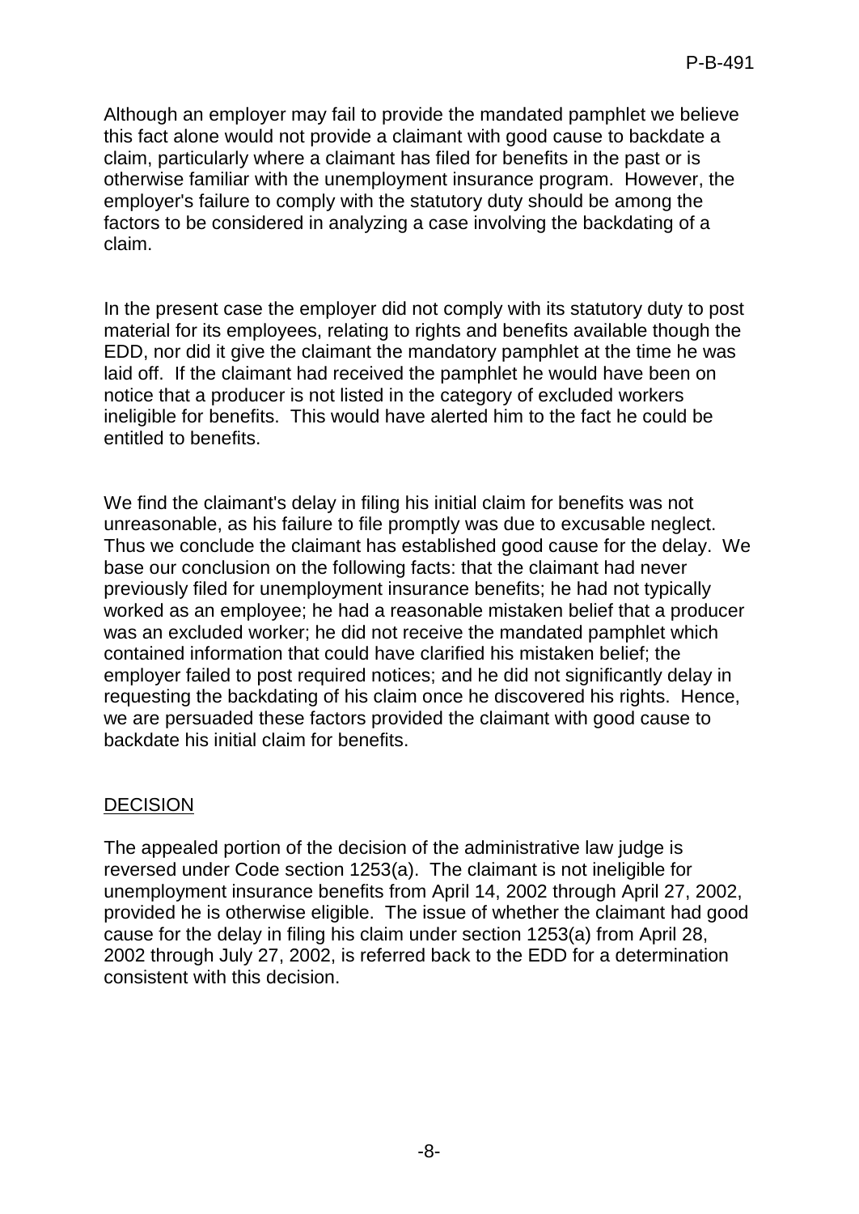Although an employer may fail to provide the mandated pamphlet we believe this fact alone would not provide a claimant with good cause to backdate a claim, particularly where a claimant has filed for benefits in the past or is otherwise familiar with the unemployment insurance program. However, the employer's failure to comply with the statutory duty should be among the factors to be considered in analyzing a case involving the backdating of a claim.

In the present case the employer did not comply with its statutory duty to post material for its employees, relating to rights and benefits available though the EDD, nor did it give the claimant the mandatory pamphlet at the time he was laid off. If the claimant had received the pamphlet he would have been on notice that a producer is not listed in the category of excluded workers ineligible for benefits. This would have alerted him to the fact he could be entitled to benefits.

We find the claimant's delay in filing his initial claim for benefits was not unreasonable, as his failure to file promptly was due to excusable neglect. Thus we conclude the claimant has established good cause for the delay. We base our conclusion on the following facts: that the claimant had never previously filed for unemployment insurance benefits; he had not typically worked as an employee; he had a reasonable mistaken belief that a producer was an excluded worker; he did not receive the mandated pamphlet which contained information that could have clarified his mistaken belief; the employer failed to post required notices; and he did not significantly delay in requesting the backdating of his claim once he discovered his rights. Hence, we are persuaded these factors provided the claimant with good cause to backdate his initial claim for benefits.

## DECISION

The appealed portion of the decision of the administrative law judge is reversed under Code section 1253(a). The claimant is not ineligible for unemployment insurance benefits from April 14, 2002 through April 27, 2002, provided he is otherwise eligible. The issue of whether the claimant had good cause for the delay in filing his claim under section 1253(a) from April 28, 2002 through July 27, 2002, is referred back to the EDD for a determination consistent with this decision.